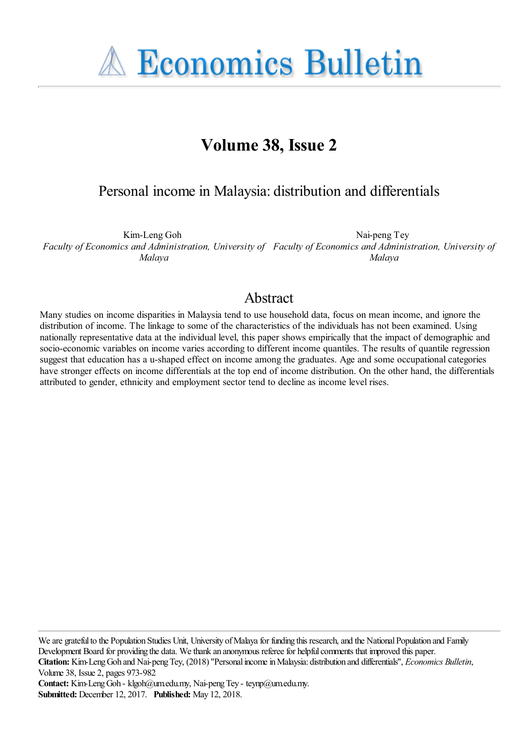# Economics Bulletin

## Volume 38, Issue 2

# Personal income in Malaysia: distribution and differentials

Kim-Leng Goh
*Faculty of Economics and Administration, University of Malaya*

Nai-peng Tey
*Faculty of Economics and Administration, University of Malaya*

## Abstract

Many studies on income disparities in Malaysia tend to use household data, focus on mean income, and ignore the distribution of income. The linkage to some of the characteristics of the individuals has not been examined. Using nationally representative data at the individual level, this paper shows empirically that the impact of demographic and socio-economic variables on income varies according to different income quantiles. The results of quantile regression suggest that education has a u-shaped effect on income among the graduates. Age and some occupational categories have stronger effects on income differentials at the top end of income distribution. On the other hand, the differentials attributed to gender, ethnicity and employment sector tend to decline as income level rises.

---

We are grateful to the Population Studies Unit, University of Malaya for funding this research, and the National Population and Family Development Board for providing the data. We thank an anonymous referee for helpful comments that improved this paper.

**Citation:** Kim-Leng Goh and Nai-peng Tey, (2018) "Personal income in Malaysia: distribution and differentials", *Economics Bulletin*, Volume 38, Issue 2, pages 973-982

**Contact:** Kim-Leng Goh - klgoh@um.edu.my, Nai-peng Tey - teynp@um.edu.my.

**Submitted:** December 12, 2017. **Published:** May 12, 2018.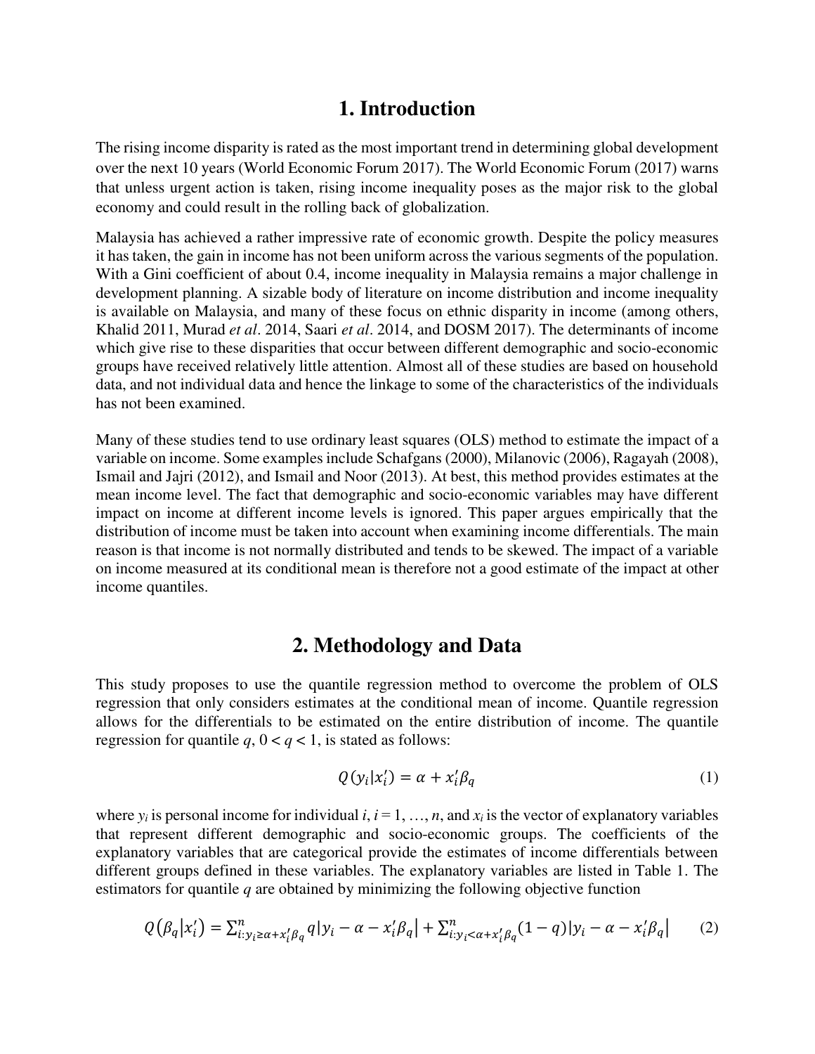# 1. Introduction

The rising income disparity is rated as the most important trend in determining global development over the next 10 years (World Economic Forum 2017). The World Economic Forum (2017) warns that unless urgent action is taken, rising income inequality poses as the major risk to the global economy and could result in the rolling back of globalization.

Malaysia has achieved a rather impressive rate of economic growth. Despite the policy measures it has taken, the gain in income has not been uniform across the various segments of the population. With a Gini coefficient of about 0.4, income inequality in Malaysia remains a major challenge in development planning. A sizable body of literature on income distribution and income inequality is available on Malaysia, and many of these focus on ethnic disparity in income (among others, Khalid 2011, Murad *et al*. 2014, Saari *et al*. 2014, and DOSM 2017). The determinants of income which give rise to these disparities that occur between different demographic and socio-economic groups have received relatively little attention. Almost all of these studies are based on household data, and not individual data and hence the linkage to some of the characteristics of the individuals has not been examined.

Many of these studies tend to use ordinary least squares (OLS) method to estimate the impact of a variable on income. Some examples include Schafgans (2000), Milanovic (2006), Ragayah (2008), Ismail and Jajri (2012), and Ismail and Noor (2013). At best, this method provides estimates at the mean income level. The fact that demographic and socio-economic variables may have different impact on income at different income levels is ignored. This paper argues empirically that the distribution of income must be taken into account when examining income differentials. The main reason is that income is not normally distributed and tends to be skewed. The impact of a variable on income measured at its conditional mean is therefore not a good estimate of the impact at other income quantiles.

# 2. Methodology and Data

This study proposes to use the quantile regression method to overcome the problem of OLS regression that only considers estimates at the conditional mean of income. Quantile regression allows for the differentials to be estimated on the entire distribution of income. The quantile regression for quantile $q$, $0 < q < 1$, is stated as follows:

$$Q(y_i|x_i') = \alpha + x_i'\beta_q \tag{1}$$

where $y_i$ is personal income for individual $i$, $i = 1, \ldots, n$, and $x_i$ is the vector of explanatory variables that represent different demographic and socio-economic groups. The coefficients of the explanatory variables that are categorical provide the estimates of income differentials between different groups defined in these variables. The explanatory variables are listed in Table 1. The estimators for quantile $q$ are obtained by minimizing the following objective function

$$Q(\beta_q|x_i') = \sum_{i:y_i \geq \alpha + x_i'\beta_q}^{n} q|y_i - \alpha - x_i'\beta_q| + \sum_{i:y_i < \alpha + x_i'\beta_q}^{n} (1-q)|y_i - \alpha - x_i'\beta_q| \tag{2}$$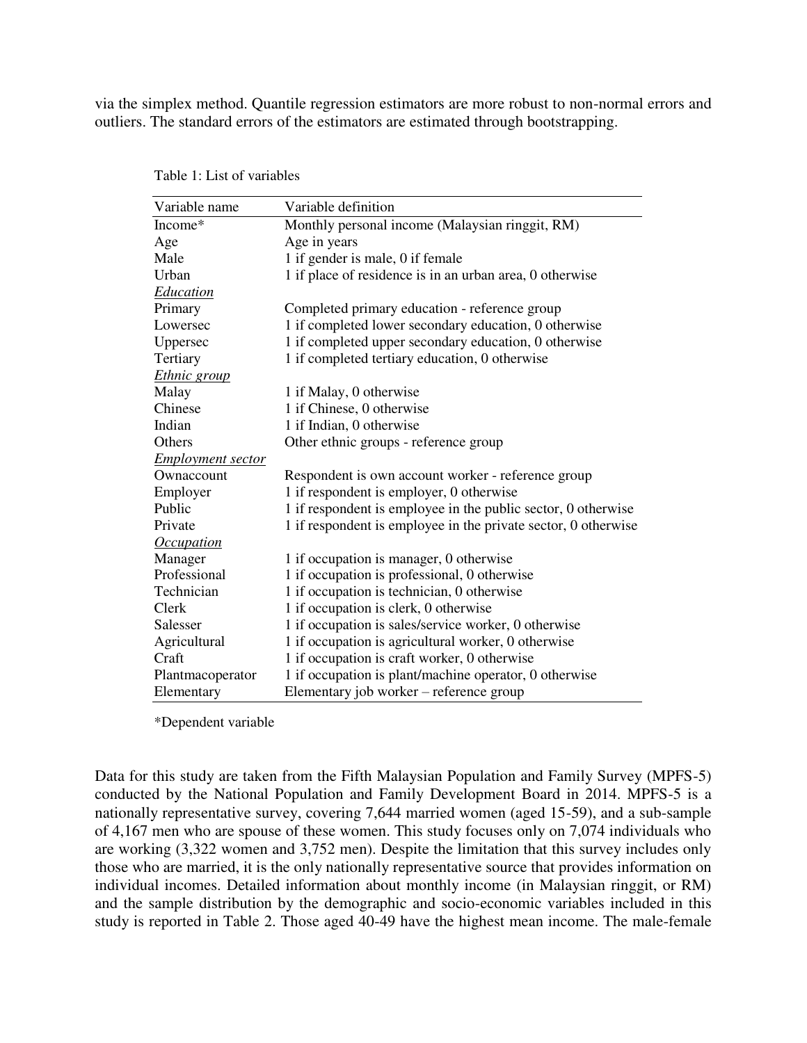via the simplex method. Quantile regression estimators are more robust to non-normal errors and outliers. The standard errors of the estimators are estimated through bootstrapping.

Table 1: List of variables

| Variable name | Variable definition |
|---|---|
| Income* | Monthly personal income (Malaysian ringgit, RM) |
| Age | Age in years |
| Male | 1 if gender is male, 0 if female |
| Urban | 1 if place of residence is in an urban area, 0 otherwise |
| *Education* | |
| Primary | Completed primary education - reference group |
| Lowersec | 1 if completed lower secondary education, 0 otherwise |
| Uppersec | 1 if completed upper secondary education, 0 otherwise |
| Tertiary | 1 if completed tertiary education, 0 otherwise |
| *Ethnic group* | |
| Malay | 1 if Malay, 0 otherwise |
| Chinese | 1 if Chinese, 0 otherwise |
| Indian | 1 if Indian, 0 otherwise |
| Others | Other ethnic groups - reference group |
| *Employment sector* | |
| Ownaccount | Respondent is own account worker - reference group |
| Employer | 1 if respondent is employer, 0 otherwise |
| Public | 1 if respondent is employee in the public sector, 0 otherwise |
| Private | 1 if respondent is employee in the private sector, 0 otherwise |
| *Occupation* | |
| Manager | 1 if occupation is manager, 0 otherwise |
| Professional | 1 if occupation is professional, 0 otherwise |
| Technician | 1 if occupation is technician, 0 otherwise |
| Clerk | 1 if occupation is clerk, 0 otherwise |
| Salesser | 1 if occupation is sales/service worker, 0 otherwise |
| Agricultural | 1 if occupation is agricultural worker, 0 otherwise |
| Craft | 1 if occupation is craft worker, 0 otherwise |
| Plantmacoperator | 1 if occupation is plant/machine operator, 0 otherwise |
| Elementary | Elementary job worker – reference group |

*Dependent variable

Data for this study are taken from the Fifth Malaysian Population and Family Survey (MPFS-5) conducted by the National Population and Family Development Board in 2014. MPFS-5 is a nationally representative survey, covering 7,644 married women (aged 15-59), and a sub-sample of 4,167 men who are spouse of these women. This study focuses only on 7,074 individuals who are working (3,322 women and 3,752 men). Despite the limitation that this survey includes only those who are married, it is the only nationally representative source that provides information on individual incomes. Detailed information about monthly income (in Malaysian ringgit, or RM) and the sample distribution by the demographic and socio-economic variables included in this study is reported in Table 2. Those aged 40-49 have the highest mean income. The male-female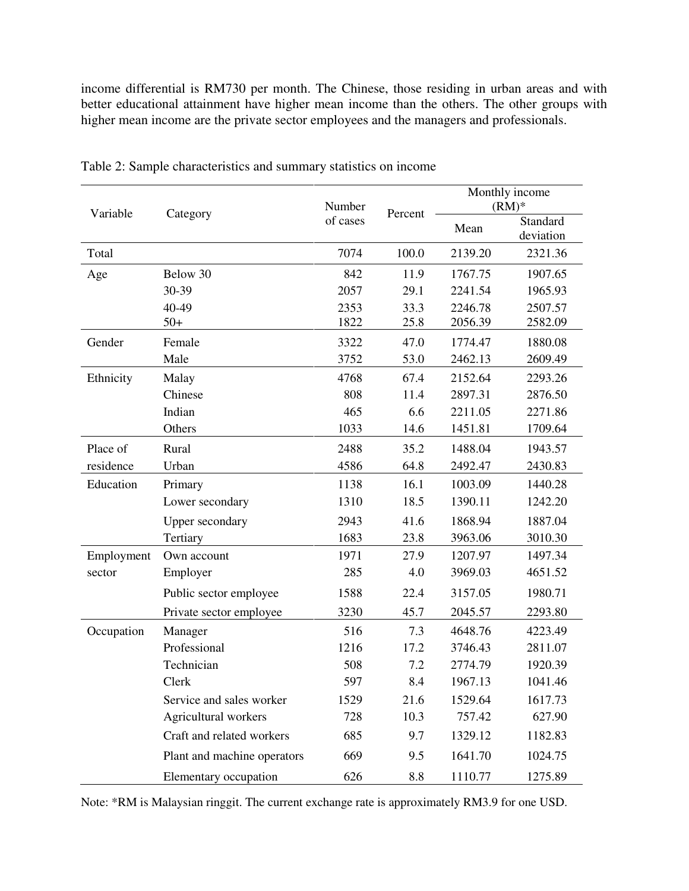income differential is RM730 per month. The Chinese, those residing in urban areas and with better educational attainment have higher mean income than the others. The other groups with higher mean income are the private sector employees and the managers and professionals.

Table 2: Sample characteristics and summary statistics on income

| Variable | Category | Number of cases | Percent | Monthly income (RM)* | |
|---|---|---|---|---|---|
| | | | | Mean | Standard deviation |
| Total | | 7074 | 100.0 | 2139.20 | 2321.36 |
| Age | Below 30 | 842 | 11.9 | 1767.75 | 1907.65 |
| | 30-39 | 2057 | 29.1 | 2241.54 | 1965.93 |
| | 40-49 | 2353 | 33.3 | 2246.78 | 2507.57 |
| | 50+ | 1822 | 25.8 | 2056.39 | 2582.09 |
| Gender | Female | 3322 | 47.0 | 1774.47 | 1880.08 |
| | Male | 3752 | 53.0 | 2462.13 | 2609.49 |
| Ethnicity | Malay | 4768 | 67.4 | 2152.64 | 2293.26 |
| | Chinese | 808 | 11.4 | 2897.31 | 2876.50 |
| | Indian | 465 | 6.6 | 2211.05 | 2271.86 |
| | Others | 1033 | 14.6 | 1451.81 | 1709.64 |
| Place of residence | Rural | 2488 | 35.2 | 1488.04 | 1943.57 |
| | Urban | 4586 | 64.8 | 2492.47 | 2430.83 |
| Education | Primary | 1138 | 16.1 | 1003.09 | 1440.28 |
| | Lower secondary | 1310 | 18.5 | 1390.11 | 1242.20 |
| | Upper secondary | 2943 | 41.6 | 1868.94 | 1887.04 |
| | Tertiary | 1683 | 23.8 | 3963.06 | 3010.30 |
| Employment sector | Own account | 1971 | 27.9 | 1207.97 | 1497.34 |
| | Employer | 285 | 4.0 | 3969.03 | 4651.52 |
| | Public sector employee | 1588 | 22.4 | 3157.05 | 1980.71 |
| | Private sector employee | 3230 | 45.7 | 2045.57 | 2293.80 |
| Occupation | Manager | 516 | 7.3 | 4648.76 | 4223.49 |
| | Professional | 1216 | 17.2 | 3746.43 | 2811.07 |
| | Technician | 508 | 7.2 | 2774.79 | 1920.39 |
| | Clerk | 597 | 8.4 | 1967.13 | 1041.46 |
| | Service and sales worker | 1529 | 21.6 | 1529.64 | 1617.73 |
| | Agricultural workers | 728 | 10.3 | 757.42 | 627.90 |
| | Craft and related workers | 685 | 9.7 | 1329.12 | 1182.83 |
| | Plant and machine operators | 669 | 9.5 | 1641.70 | 1024.75 |
| | Elementary occupation | 626 | 8.8 | 1110.77 | 1275.89 |

Note: *RM is Malaysian ringgit. The current exchange rate is approximately RM3.9 for one USD.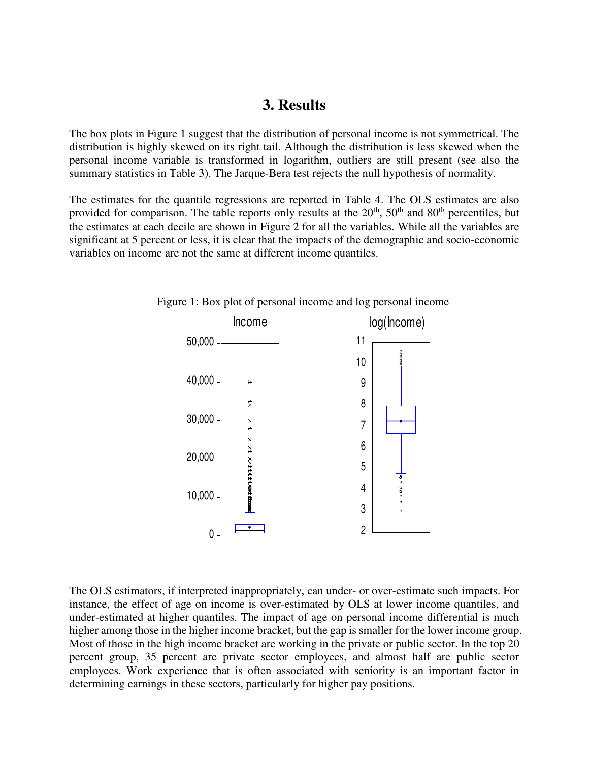## 3. Results

The box plots in Figure 1 suggest that the distribution of personal income is not symmetrical. The distribution is highly skewed on its right tail. Although the distribution is less skewed when the personal income variable is transformed in logarithm, outliers are still present (see also the summary statistics in Table 3). The Jarque-Bera test rejects the null hypothesis of normality.

The estimates for the quantile regressions are reported in Table 4. The OLS estimates are also provided for comparison. The table reports only results at the 20th, 50th and 80th percentiles, but the estimates at each decile are shown in Figure 2 for all the variables. While all the variables are significant at 5 percent or less, it is clear that the impacts of the demographic and socio-economic variables on income are not the same at different income quantiles.

Figure 1: Box plot of personal income and log personal income

The OLS estimators, if interpreted inappropriately, can under- or over-estimate such impacts. For instance, the effect of age on income is over-estimated by OLS at lower income quantiles, and under-estimated at higher quantiles. The impact of age on personal income differential is much higher among those in the higher income bracket, but the gap is smaller for the lower income group. Most of those in the high income bracket are working in the private or public sector. In the top 20 percent group, 35 percent are private sector employees, and almost half are public sector employees. Work experience that is often associated with seniority is an important factor in determining earnings in these sectors, particularly for higher pay positions.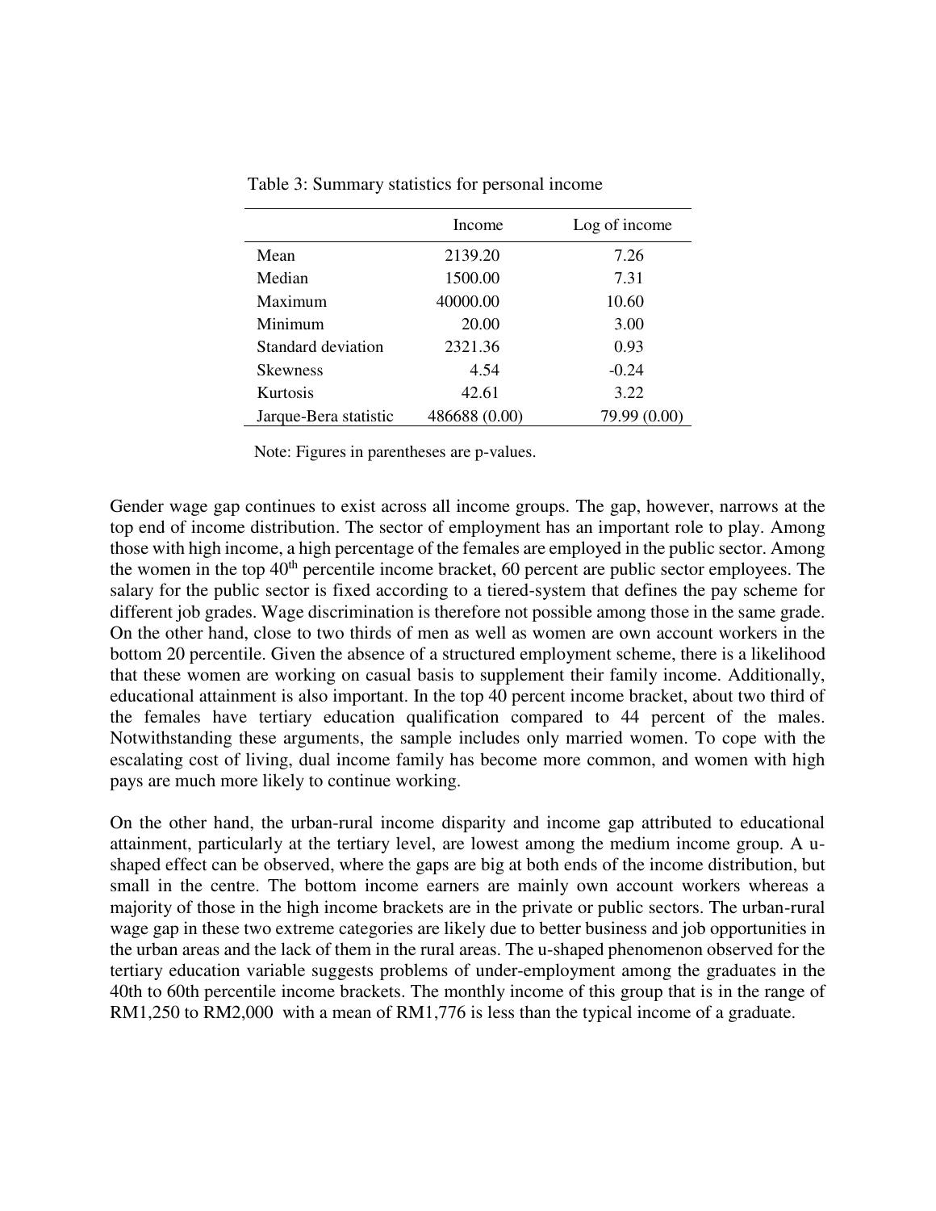Table 3: Summary statistics for personal income

| | Income | Log of income |
|---|---|---|
| Mean | 2139.20 | 7.26 |
| Median | 1500.00 | 7.31 |
| Maximum | 40000.00 | 10.60 |
| Minimum | 20.00 | 3.00 |
| Standard deviation | 2321.36 | 0.93 |
| Skewness | 4.54 | -0.24 |
| Kurtosis | 42.61 | 3.22 |
| Jarque-Bera statistic | 486688 (0.00) | 79.99 (0.00) |

Note: Figures in parentheses are p-values.

Gender wage gap continues to exist across all income groups. The gap, however, narrows at the top end of income distribution. The sector of employment has an important role to play. Among those with high income, a high percentage of the females are employed in the public sector. Among the women in the top 40$^{th}$ percentile income bracket, 60 percent are public sector employees. The salary for the public sector is fixed according to a tiered-system that defines the pay scheme for different job grades. Wage discrimination is therefore not possible among those in the same grade. On the other hand, close to two thirds of men as well as women are own account workers in the bottom 20 percentile. Given the absence of a structured employment scheme, there is a likelihood that these women are working on casual basis to supplement their family income. Additionally, educational attainment is also important. In the top 40 percent income bracket, about two third of the females have tertiary education qualification compared to 44 percent of the males. Notwithstanding these arguments, the sample includes only married women. To cope with the escalating cost of living, dual income family has become more common, and women with high pays are much more likely to continue working.

On the other hand, the urban-rural income disparity and income gap attributed to educational attainment, particularly at the tertiary level, are lowest among the medium income group. A u-shaped effect can be observed, where the gaps are big at both ends of the income distribution, but small in the centre. The bottom income earners are mainly own account workers whereas a majority of those in the high income brackets are in the private or public sectors. The urban-rural wage gap in these two extreme categories are likely due to better business and job opportunities in the urban areas and the lack of them in the rural areas. The u-shaped phenomenon observed for the tertiary education variable suggests problems of under-employment among the graduates in the 40th to 60th percentile income brackets. The monthly income of this group that is in the range of RM1,250 to RM2,000 with a mean of RM1,776 is less than the typical income of a graduate.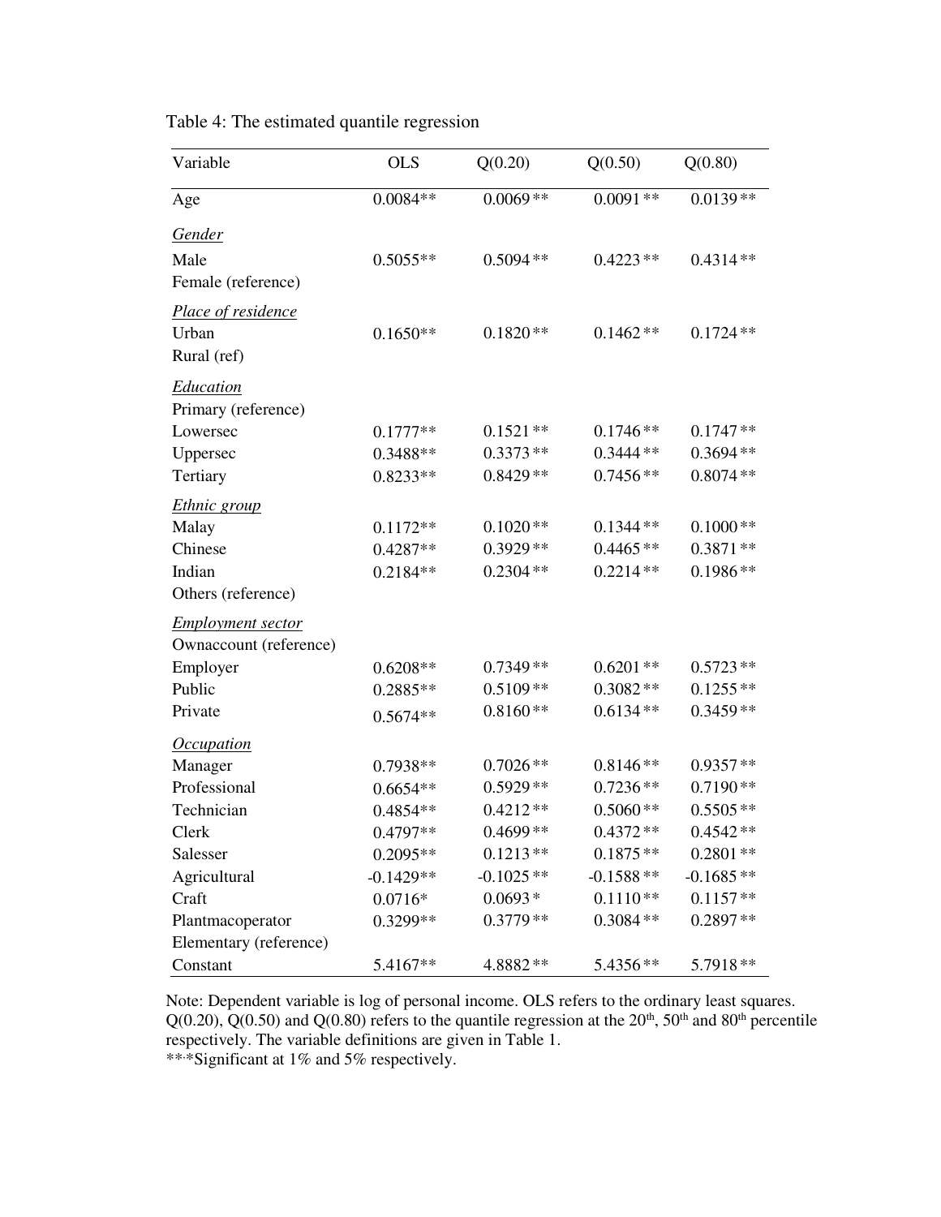Table 4: The estimated quantile regression

| Variable | OLS | Q(0.20) | Q(0.50) | Q(0.80) |
|---|---|---|---|---|
| Age | 0.0084** | 0.0069 ** | 0.0091 ** | 0.0139 ** |
| *Gender* | | | | |
| Male | 0.5055** | 0.5094 ** | 0.4223 ** | 0.4314 ** |
| Female (reference) | | | | |
| *Place of residence* | | | | |
| Urban | 0.1650** | 0.1820 ** | 0.1462 ** | 0.1724 ** |
| Rural (ref) | | | | |
| *Education* | | | | |
| Primary (reference) | | | | |
| Lowersec | 0.1777** | 0.1521 ** | 0.1746 ** | 0.1747 ** |
| Uppersec | 0.3488** | 0.3373 ** | 0.3444 ** | 0.3694 ** |
| Tertiary | 0.8233** | 0.8429 ** | 0.7456 ** | 0.8074 ** |
| *Ethnic group* | | | | |
| Malay | 0.1172** | 0.1020 ** | 0.1344 ** | 0.1000 ** |
| Chinese | 0.4287** | 0.3929 ** | 0.4465 ** | 0.3871 ** |
| Indian | 0.2184** | 0.2304 ** | 0.2214 ** | 0.1986 ** |
| Others (reference) | | | | |
| *Employment sector* | | | | |
| Ownaccount (reference) | | | | |
| Employer | 0.6208** | 0.7349 ** | 0.6201 ** | 0.5723 ** |
| Public | 0.2885** | 0.5109 ** | 0.3082 ** | 0.1255 ** |
| Private | 0.5674** | 0.8160 ** | 0.6134 ** | 0.3459 ** |
| *Occupation* | | | | |
| Manager | 0.7938** | 0.7026 ** | 0.8146 ** | 0.9357 ** |
| Professional | 0.6654** | 0.5929 ** | 0.7236 ** | 0.7190 ** |
| Technician | 0.4854** | 0.4212 ** | 0.5060 ** | 0.5505 ** |
| Clerk | 0.4797** | 0.4699 ** | 0.4372 ** | 0.4542 ** |
| Salesser | 0.2095** | 0.1213 ** | 0.1875 ** | 0.2801 ** |
| Agricultural | -0.1429** | -0.1025 ** | -0.1588 ** | -0.1685 ** |
| Craft | 0.0716* | 0.0693 * | 0.1110 ** | 0.1157 ** |
| Plantmacoperator | 0.3299** | 0.3779 ** | 0.3084 ** | 0.2897 ** |
| Elementary (reference) | | | | |
| Constant | 5.4167** | 4.8882 ** | 5.4356 ** | 5.7918 ** |

Note: Dependent variable is log of personal income. OLS refers to the ordinary least squares. Q(0.20), Q(0.50) and Q(0.80) refers to the quantile regression at the 20th, 50th and 80th percentile respectively. The variable definitions are given in Table 1.
**,*Significant at 1% and 5% respectively.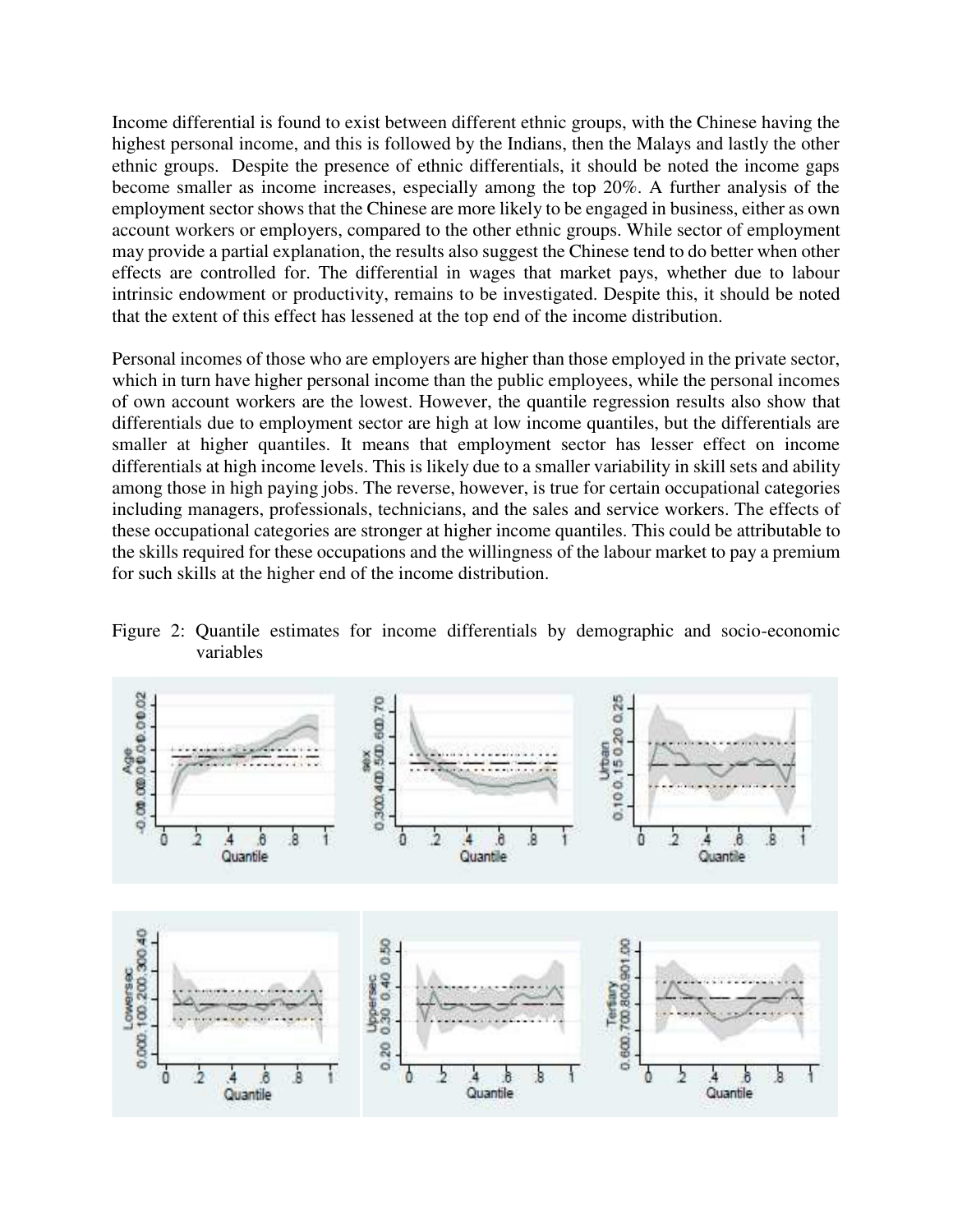Income differential is found to exist between different ethnic groups, with the Chinese having the highest personal income, and this is followed by the Indians, then the Malays and lastly the other ethnic groups. Despite the presence of ethnic differentials, it should be noted the income gaps become smaller as income increases, especially among the top 20%. A further analysis of the employment sector shows that the Chinese are more likely to be engaged in business, either as own account workers or employers, compared to the other ethnic groups. While sector of employment may provide a partial explanation, the results also suggest the Chinese tend to do better when other effects are controlled for. The differential in wages that market pays, whether due to labour intrinsic endowment or productivity, remains to be investigated. Despite this, it should be noted that the extent of this effect has lessened at the top end of the income distribution.

Personal incomes of those who are employers are higher than those employed in the private sector, which in turn have higher personal income than the public employees, while the personal incomes of own account workers are the lowest. However, the quantile regression results also show that differentials due to employment sector are high at low income quantiles, but the differentials are smaller at higher quantiles. It means that employment sector has lesser effect on income differentials at high income levels. This is likely due to a smaller variability in skill sets and ability among those in high paying jobs. The reverse, however, is true for certain occupational categories including managers, professionals, technicians, and the sales and service workers. The effects of these occupational categories are stronger at higher income quantiles. This could be attributable to the skills required for these occupations and the willingness of the labour market to pay a premium for such skills at the higher end of the income distribution.

Figure 2: Quantile estimates for income differentials by demographic and socio-economic variables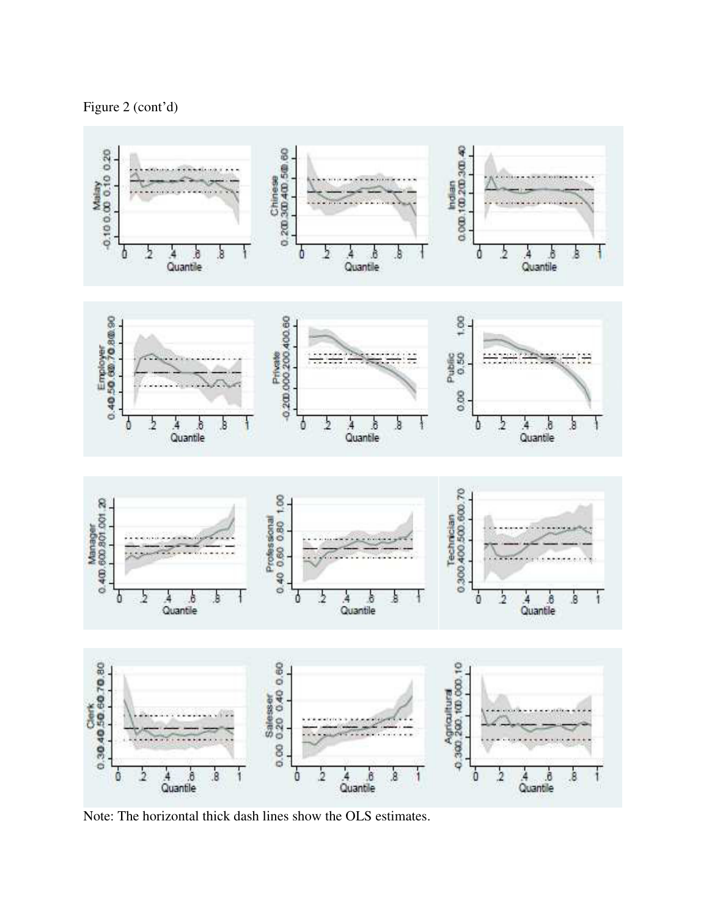Figure 2 (cont'd)

Note: The horizontal thick dash lines show the OLS estimates.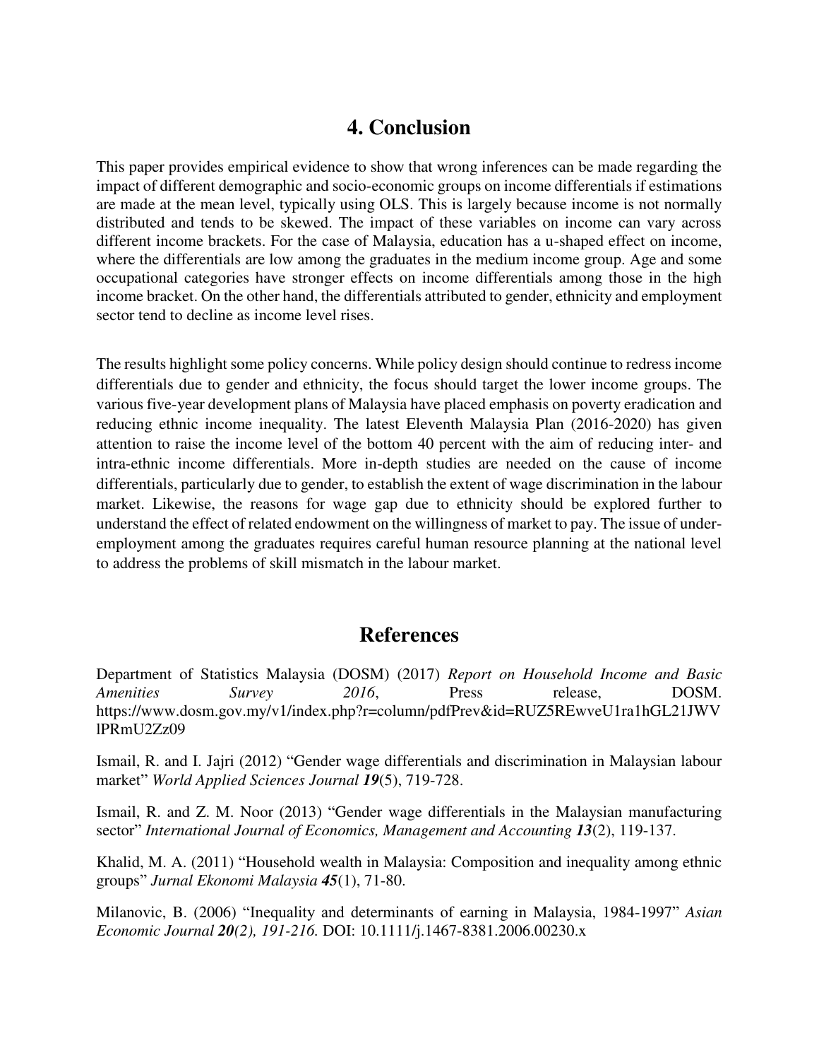# 4. Conclusion

This paper provides empirical evidence to show that wrong inferences can be made regarding the impact of different demographic and socio-economic groups on income differentials if estimations are made at the mean level, typically using OLS. This is largely because income is not normally distributed and tends to be skewed. The impact of these variables on income can vary across different income brackets. For the case of Malaysia, education has a u-shaped effect on income, where the differentials are low among the graduates in the medium income group. Age and some occupational categories have stronger effects on income differentials among those in the high income bracket. On the other hand, the differentials attributed to gender, ethnicity and employment sector tend to decline as income level rises.

The results highlight some policy concerns. While policy design should continue to redress income differentials due to gender and ethnicity, the focus should target the lower income groups. The various five-year development plans of Malaysia have placed emphasis on poverty eradication and reducing ethnic income inequality. The latest Eleventh Malaysia Plan (2016-2020) has given attention to raise the income level of the bottom 40 percent with the aim of reducing inter- and intra-ethnic income differentials. More in-depth studies are needed on the cause of income differentials, particularly due to gender, to establish the extent of wage discrimination in the labour market. Likewise, the reasons for wage gap due to ethnicity should be explored further to understand the effect of related endowment on the willingness of market to pay. The issue of under-employment among the graduates requires careful human resource planning at the national level to address the problems of skill mismatch in the labour market.

# References

Department of Statistics Malaysia (DOSM) (2017) *Report on Household Income and Basic Amenities Survey 2016*, Press release, DOSM. https://www.dosm.gov.my/v1/index.php?r=column/pdfPrev&id=RUZ5REwveU1ra1hGL21JWVlPRmU2Zz09

Ismail, R. and I. Jajri (2012) "Gender wage differentials and discrimination in Malaysian labour market" *World Applied Sciences Journal **19***(5), 719-728.

Ismail, R. and Z. M. Noor (2013) "Gender wage differentials in the Malaysian manufacturing sector" *International Journal of Economics, Management and Accounting **13***(2), 119-137.

Khalid, M. A. (2011) "Household wealth in Malaysia: Composition and inequality among ethnic groups" *Jurnal Ekonomi Malaysia **45***(1), 71-80.

Milanovic, B. (2006) "Inequality and determinants of earning in Malaysia, 1984-1997" *Asian Economic Journal **20**(2), 191-216.* DOI: 10.1111/j.1467-8381.2006.00230.x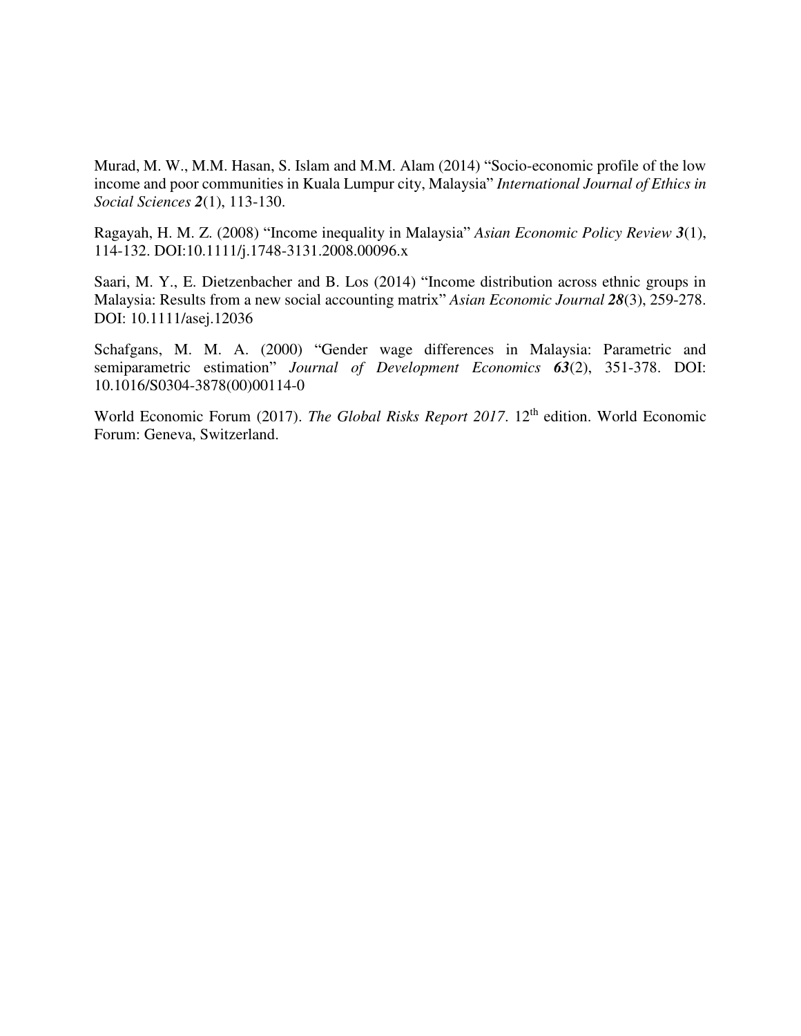Murad, M. W., M.M. Hasan, S. Islam and M.M. Alam (2014) "Socio-economic profile of the low income and poor communities in Kuala Lumpur city, Malaysia" *International Journal of Ethics in Social Sciences* ***2***(1), 113-130.

Ragayah, H. M. Z. (2008) "Income inequality in Malaysia" *Asian Economic Policy Review* ***3***(1), 114-132. DOI:10.1111/j.1748-3131.2008.00096.x

Saari, M. Y., E. Dietzenbacher and B. Los (2014) "Income distribution across ethnic groups in Malaysia: Results from a new social accounting matrix" *Asian Economic Journal* ***28***(3), 259-278. DOI: 10.1111/asej.12036

Schafgans, M. M. A. (2000) "Gender wage differences in Malaysia: Parametric and semiparametric estimation" *Journal of Development Economics* ***63***(2), 351-378. DOI: 10.1016/S0304-3878(00)00114-0

World Economic Forum (2017). *The Global Risks Report 2017*. 12th edition. World Economic Forum: Geneva, Switzerland.